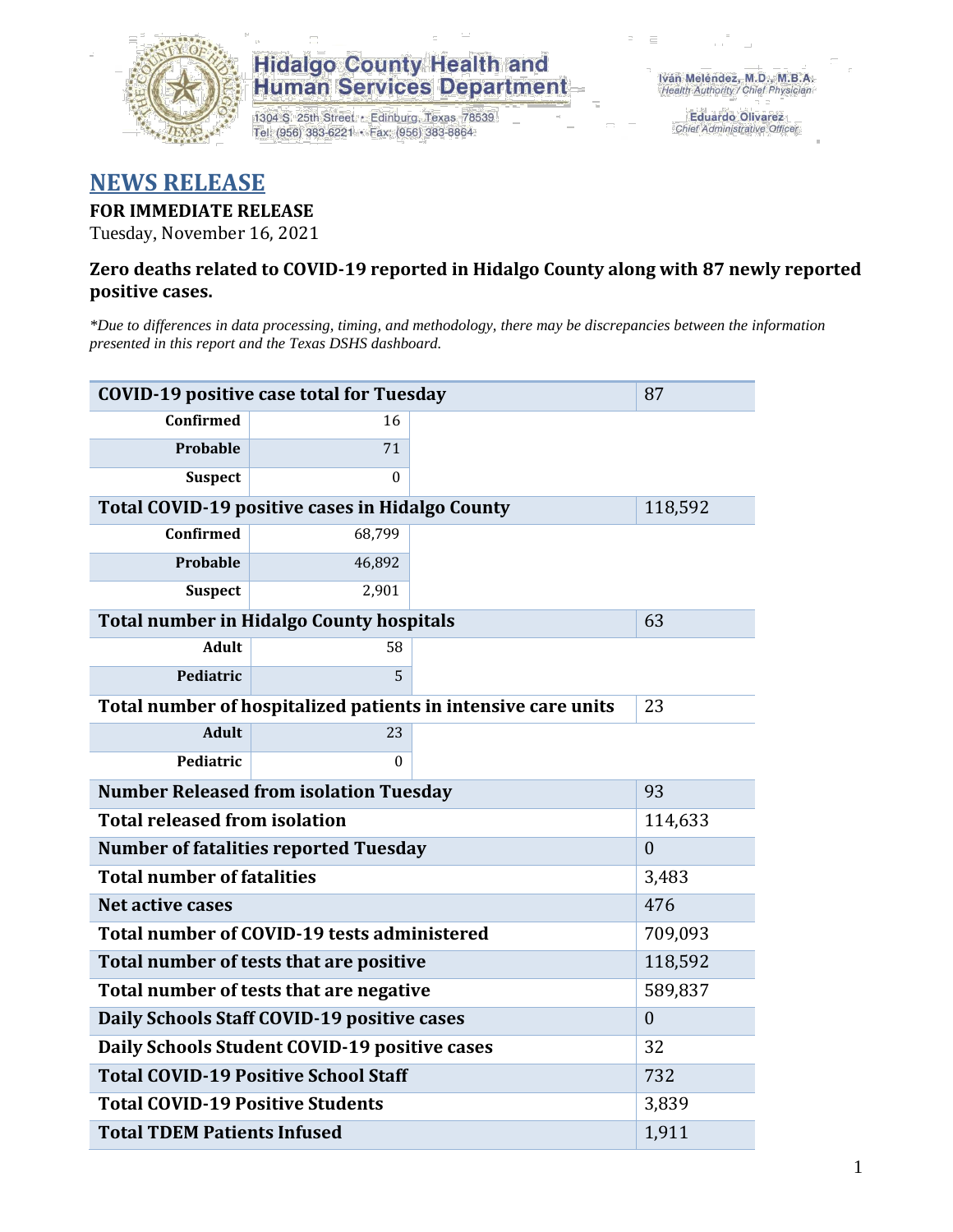**Hidalgo County Health and Human Services Department**

1304 S. 25th Street • Edinburg, Texas 78539
Tel: (956) 383-6221 • Fax: (956) 383-8864

Iván Meléndez, M.D., M.B.A.
*Health Authority / Chief Physician*

Eduardo Olivarez
*Chief Administrative Officer*

# NEWS RELEASE

**FOR IMMEDIATE RELEASE**

Tuesday, November 16, 2021

**Zero deaths related to COVID-19 reported in Hidalgo County along with 87 newly reported positive cases.**

*\*Due to differences in data processing, timing, and methodology, there may be discrepancies between the information presented in this report and the Texas DSHS dashboard.*

| | | | |
|---|---|---|---|
| **COVID-19 positive case total for Tuesday** | | | 87 |
| **Confirmed** | 16 | | |
| **Probable** | 71 | | |
| **Suspect** | 0 | | |
| **Total COVID-19 positive cases in Hidalgo County** | | | 118,592 |
| **Confirmed** | 68,799 | | |
| **Probable** | 46,892 | | |
| **Suspect** | 2,901 | | |
| **Total number in Hidalgo County hospitals** | | | 63 |
| **Adult** | 58 | | |
| **Pediatric** | 5 | | |
| **Total number of hospitalized patients in intensive care units** | | | 23 |
| **Adult** | 23 | | |
| **Pediatric** | 0 | | |
| **Number Released from isolation Tuesday** | | | 93 |
| **Total released from isolation** | | | 114,633 |
| **Number of fatalities reported Tuesday** | | | 0 |
| **Total number of fatalities** | | | 3,483 |
| **Net active cases** | | | 476 |
| **Total number of COVID-19 tests administered** | | | 709,093 |
| **Total number of tests that are positive** | | | 118,592 |
| **Total number of tests that are negative** | | | 589,837 |
| **Daily Schools Staff COVID-19 positive cases** | | | 0 |
| **Daily Schools Student COVID-19 positive cases** | | | 32 |
| **Total COVID-19 Positive School Staff** | | | 732 |
| **Total COVID-19 Positive Students** | | | 3,839 |
| **Total TDEM Patients Infused** | | | 1,911 |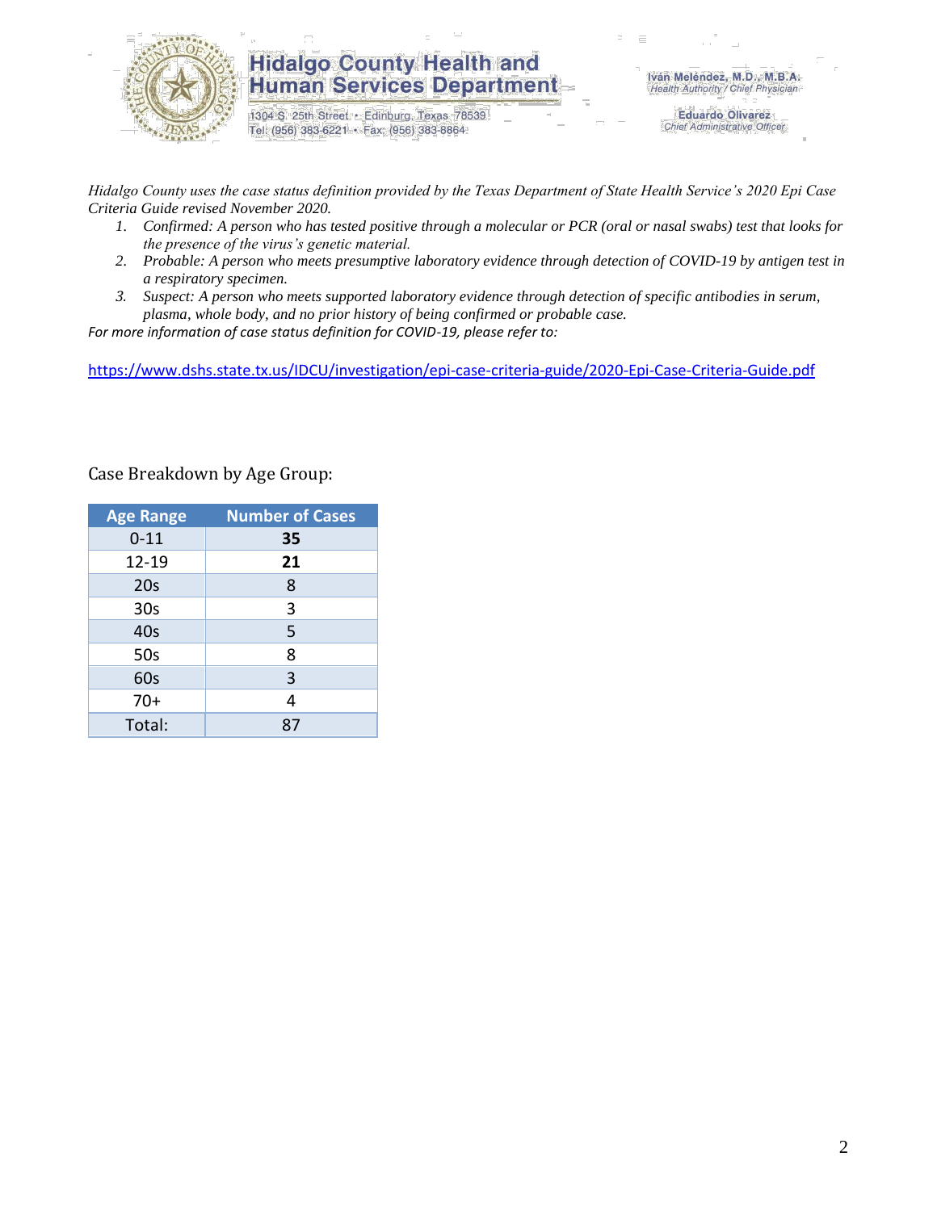Hidalgo County Health and Human Services Department
1304 S. 25th Street • Edinburg, Texas 78539
Tel: (956) 383-6221 • Fax: (956) 383-8864

Iván Meléndez, M.D., M.B.A.
Health Authority / Chief Physician

Eduardo Olivarez
Chief Administrative Officer

*Hidalgo County uses the case status definition provided by the Texas Department of State Health Service's 2020 Epi Case Criteria Guide revised November 2020.*

1. *Confirmed: A person who has tested positive through a molecular or PCR (oral or nasal swabs) test that looks for the presence of the virus's genetic material.*
2. *Probable: A person who meets presumptive laboratory evidence through detection of COVID-19 by antigen test in a respiratory specimen.*
3. *Suspect: A person who meets supported laboratory evidence through detection of specific antibodies in serum, plasma, whole body, and no prior history of being confirmed or probable case.*

*For more information of case status definition for COVID-19, please refer to:*

https://www.dshs.state.tx.us/IDCU/investigation/epi-case-criteria-guide/2020-Epi-Case-Criteria-Guide.pdf

Case Breakdown by Age Group:

| Age Range | Number of Cases |
|---|---|
| 0-11 | **35** |
| 12-19 | **21** |
| 20s | 8 |
| 30s | 3 |
| 40s | 5 |
| 50s | 8 |
| 60s | 3 |
| 70+ | 4 |
| Total: | 87 |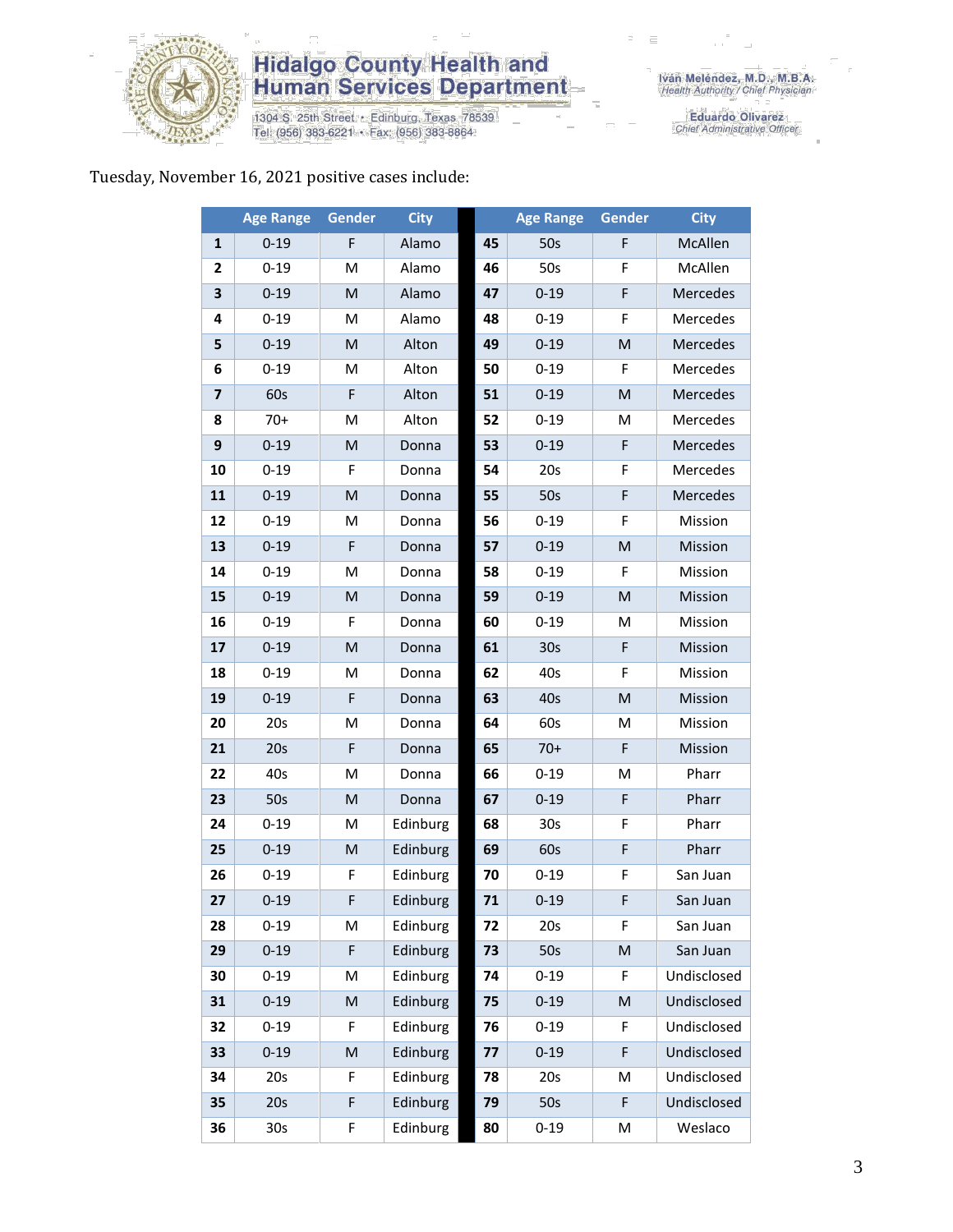# Hidalgo County Health and Human Services Department

1304 S. 25th Street • Edinburg, Texas 78539
Tel: (956) 383-6221 • Fax: (956) 383-8864

Iván Meléndez, M.D., M.B.A.
Health Authority / Chief Physician

Eduardo Olivarez
Chief Administrative Officer

Tuesday, November 16, 2021 positive cases include:

| | Age Range | Gender | City | | Age Range | Gender | City |
|---|---|---|---|---|---|---|---|
| 1 | 0-19 | F | Alamo | 45 | 50s | F | McAllen |
| 2 | 0-19 | M | Alamo | 46 | 50s | F | McAllen |
| 3 | 0-19 | M | Alamo | 47 | 0-19 | F | Mercedes |
| 4 | 0-19 | M | Alamo | 48 | 0-19 | F | Mercedes |
| 5 | 0-19 | M | Alton | 49 | 0-19 | M | Mercedes |
| 6 | 0-19 | M | Alton | 50 | 0-19 | F | Mercedes |
| 7 | 60s | F | Alton | 51 | 0-19 | M | Mercedes |
| 8 | 70+ | M | Alton | 52 | 0-19 | M | Mercedes |
| 9 | 0-19 | M | Donna | 53 | 0-19 | F | Mercedes |
| 10 | 0-19 | F | Donna | 54 | 20s | F | Mercedes |
| 11 | 0-19 | M | Donna | 55 | 50s | F | Mercedes |
| 12 | 0-19 | M | Donna | 56 | 0-19 | F | Mission |
| 13 | 0-19 | F | Donna | 57 | 0-19 | M | Mission |
| 14 | 0-19 | M | Donna | 58 | 0-19 | F | Mission |
| 15 | 0-19 | M | Donna | 59 | 0-19 | M | Mission |
| 16 | 0-19 | F | Donna | 60 | 0-19 | M | Mission |
| 17 | 0-19 | M | Donna | 61 | 30s | F | Mission |
| 18 | 0-19 | M | Donna | 62 | 40s | F | Mission |
| 19 | 0-19 | F | Donna | 63 | 40s | M | Mission |
| 20 | 20s | M | Donna | 64 | 60s | M | Mission |
| 21 | 20s | F | Donna | 65 | 70+ | F | Mission |
| 22 | 40s | M | Donna | 66 | 0-19 | M | Pharr |
| 23 | 50s | M | Donna | 67 | 0-19 | F | Pharr |
| 24 | 0-19 | M | Edinburg | 68 | 30s | F | Pharr |
| 25 | 0-19 | M | Edinburg | 69 | 60s | F | Pharr |
| 26 | 0-19 | F | Edinburg | 70 | 0-19 | F | San Juan |
| 27 | 0-19 | F | Edinburg | 71 | 0-19 | F | San Juan |
| 28 | 0-19 | M | Edinburg | 72 | 20s | F | San Juan |
| 29 | 0-19 | F | Edinburg | 73 | 50s | M | San Juan |
| 30 | 0-19 | M | Edinburg | 74 | 0-19 | F | Undisclosed |
| 31 | 0-19 | M | Edinburg | 75 | 0-19 | M | Undisclosed |
| 32 | 0-19 | F | Edinburg | 76 | 0-19 | F | Undisclosed |
| 33 | 0-19 | M | Edinburg | 77 | 0-19 | F | Undisclosed |
| 34 | 20s | F | Edinburg | 78 | 20s | M | Undisclosed |
| 35 | 20s | F | Edinburg | 79 | 50s | F | Undisclosed |
| 36 | 30s | F | Edinburg | 80 | 0-19 | M | Weslaco |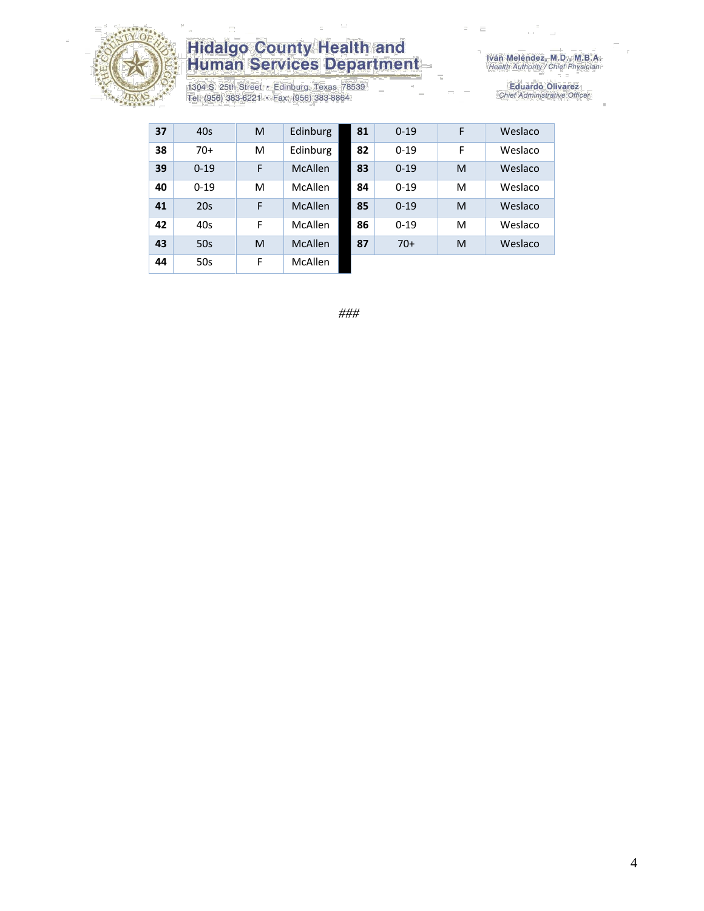| | | | | | | | | |
|---|---|---|---|---|---|---|---|---|
| **37** | 40s | M | Edinburg | | **81** | 0-19 | F | Weslaco |
| **38** | 70+ | M | Edinburg | | **82** | 0-19 | F | Weslaco |
| **39** | 0-19 | F | McAllen | | **83** | 0-19 | M | Weslaco |
| **40** | 0-19 | M | McAllen | | **84** | 0-19 | M | Weslaco |
| **41** | 20s | F | McAllen | | **85** | 0-19 | M | Weslaco |
| **42** | 40s | F | McAllen | | **86** | 0-19 | M | Weslaco |
| **43** | 50s | M | McAllen | | **87** | 70+ | M | Weslaco |
| **44** | 50s | F | McAllen | | | | | |

###